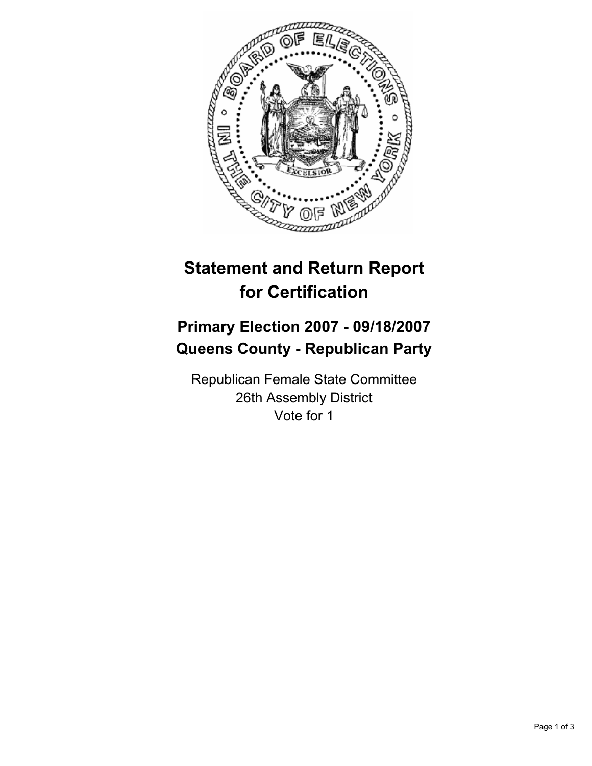# Statement and Return Report for Certification

## Primary Election 2007 - 09/18/2007
## Queens County - Republican Party

Republican Female State Committee
26th Assembly District
Vote for 1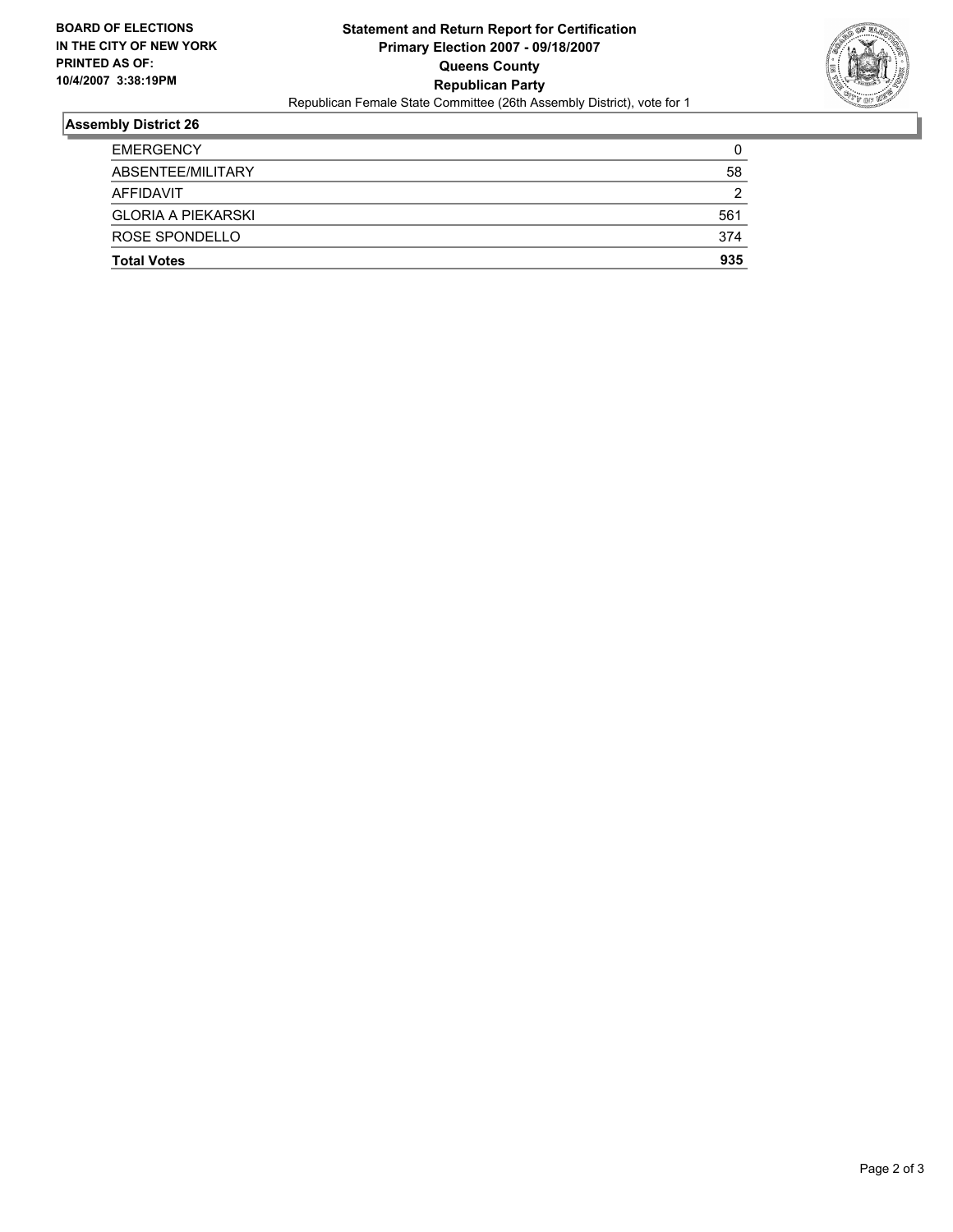**BOARD OF ELECTIONS IN THE CITY OF NEW YORK PRINTED AS OF: 10/4/2007 3:38:19PM**

# Statement and Return Report for Certification
## Primary Election 2007 - 09/18/2007
## Queens County
## Republican Party

Republican Female State Committee (26th Assembly District), vote for 1

### Assembly District 26

| | |
|---|---|
| EMERGENCY | 0 |
| ABSENTEE/MILITARY | 58 |
| AFFIDAVIT | 2 |
| GLORIA A PIEKARSKI | 561 |
| ROSE SPONDELLO | 374 |
| **Total Votes** | **935** |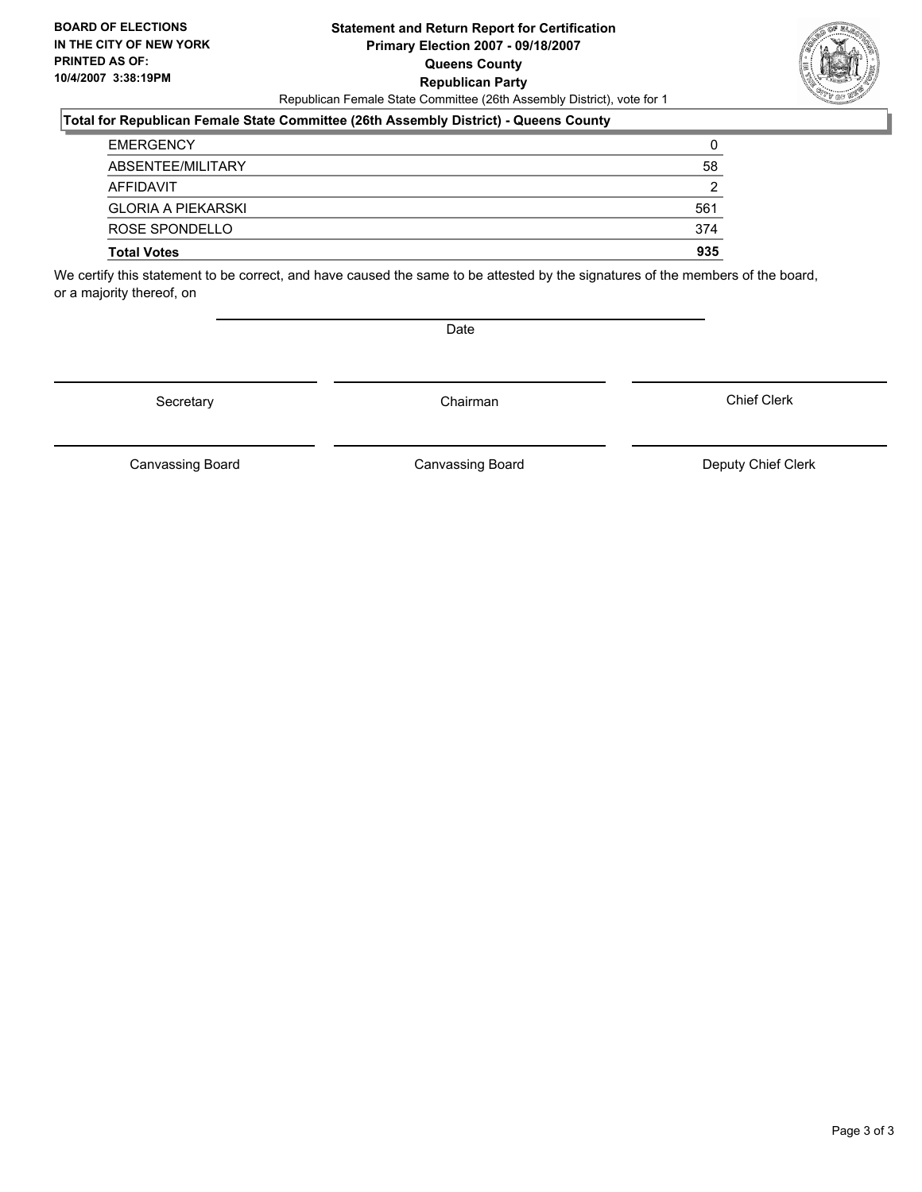**BOARD OF ELECTIONS IN THE CITY OF NEW YORK PRINTED AS OF: 10/4/2007 3:38:19PM**

**Statement and Return Report for Certification**
**Primary Election 2007 - 09/18/2007**
**Queens County**
**Republican Party**

Republican Female State Committee (26th Assembly District), vote for 1

**Total for Republican Female State Committee (26th Assembly District) - Queens County**

| | |
|---|---|
| EMERGENCY | 0 |
| ABSENTEE/MILITARY | 58 |
| AFFIDAVIT | 2 |
| GLORIA A PIEKARSKI | 561 |
| ROSE SPONDELLO | 374 |
| **Total Votes** | **935** |

We certify this statement to be correct, and have caused the same to be attested by the signatures of the members of the board, or a majority thereof, on

Date

Secretary

Chairman

Chief Clerk

Canvassing Board

Canvassing Board

Deputy Chief Clerk